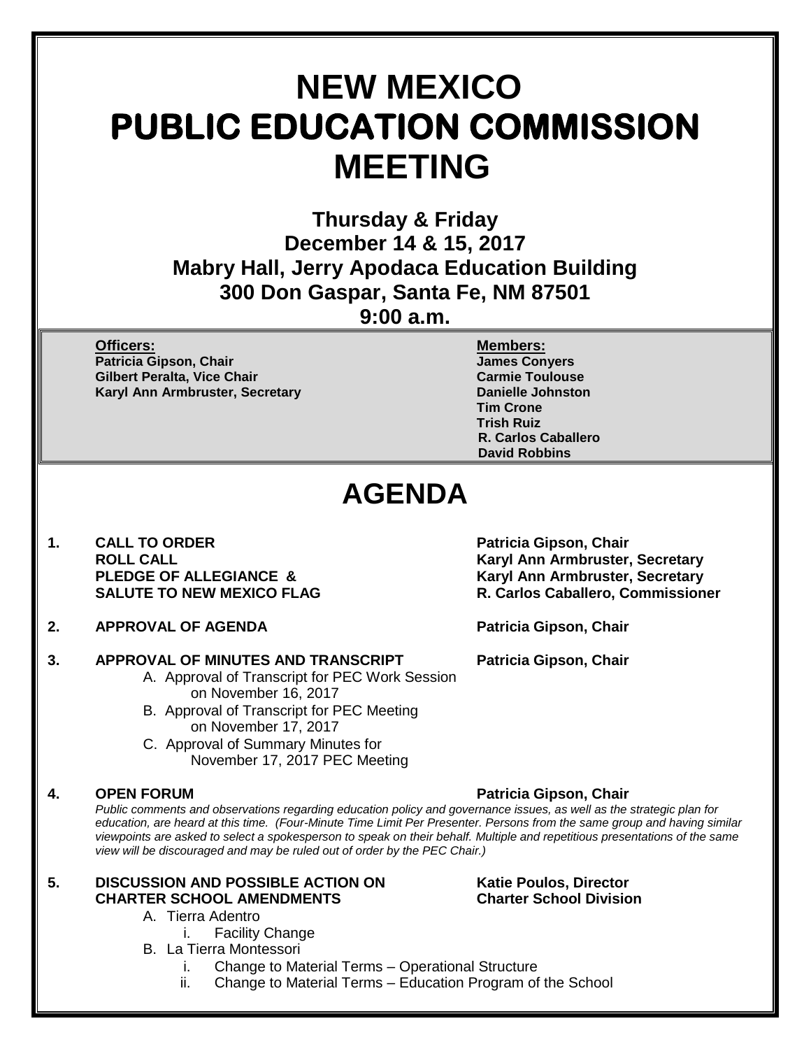# NEW MEXICO
# PUBLIC EDUCATION COMMISSION
# MEETING

**Thursday & Friday**
**December 14 & 15, 2017**
**Mabry Hall, Jerry Apodaca Education Building**
**300 Don Gaspar, Santa Fe, NM 87501**
**9:00 a.m.**

| **Officers:** | **Members:** |
|---|---|
| **Patricia Gipson, Chair** | **James Conyers** |
| **Gilbert Peralta, Vice Chair** | **Carmie Toulouse** |
| **Karyl Ann Armbruster, Secretary** | **Danielle Johnston** |
| | **Tim Crone** |
| | **Trish Ruiz** |
| | **R. Carlos Caballero** |
| | **David Robbins** |

# AGENDA

**1. CALL TO ORDER** — **Patricia Gipson, Chair**
**ROLL CALL** — **Karyl Ann Armbruster, Secretary**
**PLEDGE OF ALLEGIANCE &** — **Karyl Ann Armbruster, Secretary**
**SALUTE TO NEW MEXICO FLAG** — **R. Carlos Caballero, Commissioner**

**2. APPROVAL OF AGENDA** — **Patricia Gipson, Chair**

**3. APPROVAL OF MINUTES AND TRANSCRIPT** — **Patricia Gipson, Chair**

A. Approval of Transcript for PEC Work Session on November 16, 2017
B. Approval of Transcript for PEC Meeting on November 17, 2017
C. Approval of Summary Minutes for November 17, 2017 PEC Meeting

**4. OPEN FORUM** — **Patricia Gipson, Chair**

*Public comments and observations regarding education policy and governance issues, as well as the strategic plan for education, are heard at this time. (Four-Minute Time Limit Per Presenter. Persons from the same group and having similar viewpoints are asked to select a spokesperson to speak on their behalf. Multiple and repetitious presentations of the same view will be discouraged and may be ruled out of order by the PEC Chair.)*

**5. DISCUSSION AND POSSIBLE ACTION ON CHARTER SCHOOL AMENDMENTS** — **Katie Poulos, Director, Charter School Division**

A. Tierra Adentro
   i. Facility Change
B. La Tierra Montessori
   i. Change to Material Terms – Operational Structure
   ii. Change to Material Terms – Education Program of the School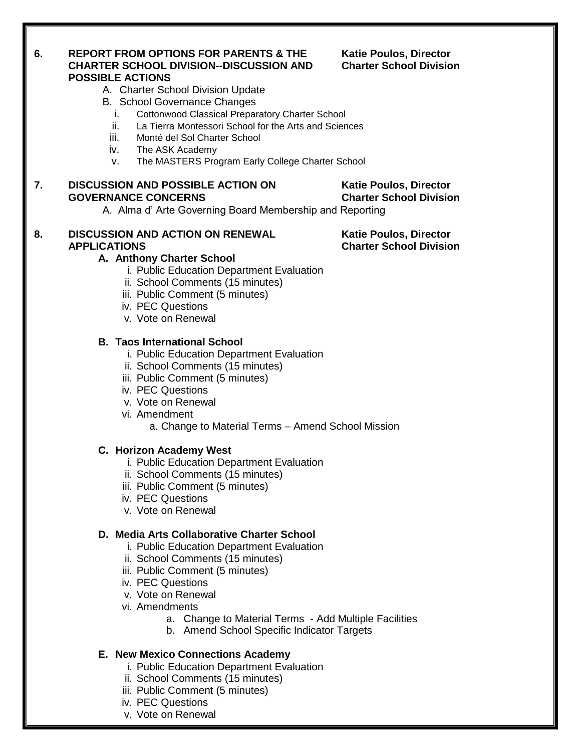**6. REPORT FROM OPTIONS FOR PARENTS & THE CHARTER SCHOOL DIVISION--DISCUSSION AND POSSIBLE ACTIONS** — **Katie Poulos, Director, Charter School Division**

A. Charter School Division Update

B. School Governance Changes

  i. Cottonwood Classical Preparatory Charter School
  ii. La Tierra Montessori School for the Arts and Sciences
  iii. Monté del Sol Charter School
  iv. The ASK Academy
  v. The MASTERS Program Early College Charter School

**7. DISCUSSION AND POSSIBLE ACTION ON GOVERNANCE CONCERNS** — **Katie Poulos, Director, Charter School Division**

A. Alma d' Arte Governing Board Membership and Reporting

**8. DISCUSSION AND ACTION ON RENEWAL APPLICATIONS** — **Katie Poulos, Director, Charter School Division**

**A. Anthony Charter School**

  i. Public Education Department Evaluation
  ii. School Comments (15 minutes)
  iii. Public Comment (5 minutes)
  iv. PEC Questions
  v. Vote on Renewal

**B. Taos International School**

  i. Public Education Department Evaluation
  ii. School Comments (15 minutes)
  iii. Public Comment (5 minutes)
  iv. PEC Questions
  v. Vote on Renewal
  vi. Amendment
    a. Change to Material Terms – Amend School Mission

**C. Horizon Academy West**

  i. Public Education Department Evaluation
  ii. School Comments (15 minutes)
  iii. Public Comment (5 minutes)
  iv. PEC Questions
  v. Vote on Renewal

**D. Media Arts Collaborative Charter School**

  i. Public Education Department Evaluation
  ii. School Comments (15 minutes)
  iii. Public Comment (5 minutes)
  iv. PEC Questions
  v. Vote on Renewal
  vi. Amendments
    a. Change to Material Terms - Add Multiple Facilities
    b. Amend School Specific Indicator Targets

**E. New Mexico Connections Academy**

  i. Public Education Department Evaluation
  ii. School Comments (15 minutes)
  iii. Public Comment (5 minutes)
  iv. PEC Questions
  v. Vote on Renewal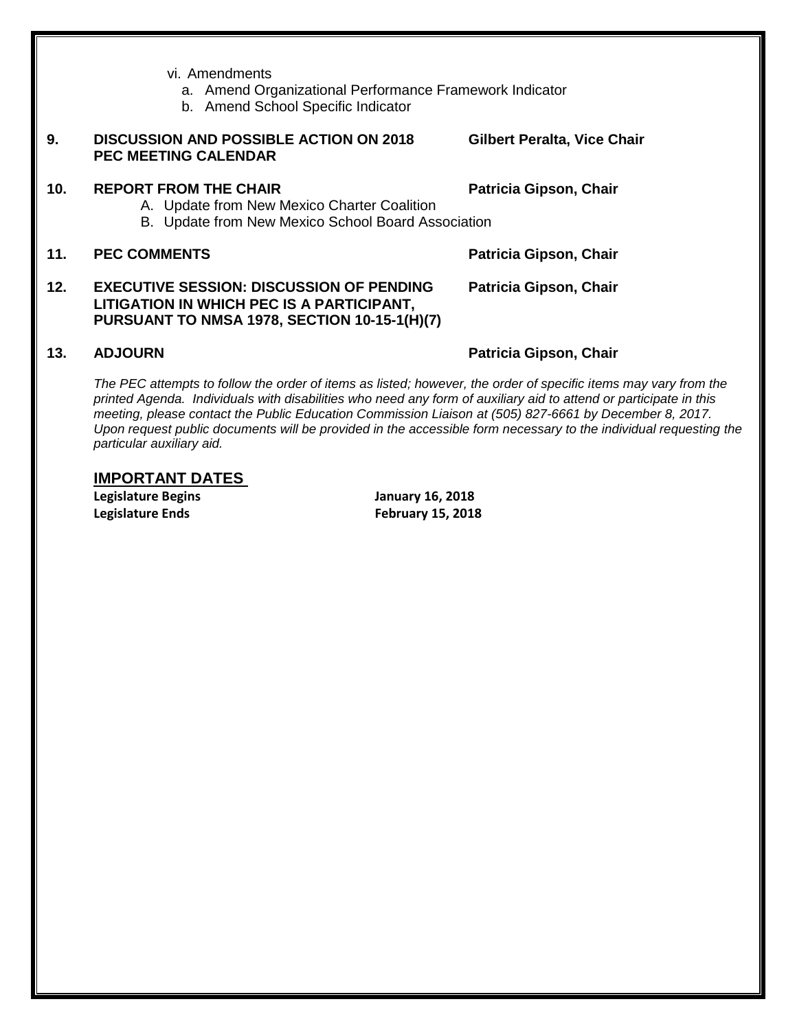vi. Amendments
   a. Amend Organizational Performance Framework Indicator
   b. Amend School Specific Indicator

**9. DISCUSSION AND POSSIBLE ACTION ON 2018 PEC MEETING CALENDAR** — **Gilbert Peralta, Vice Chair**

**10. REPORT FROM THE CHAIR** — **Patricia Gipson, Chair**

A. Update from New Mexico Charter Coalition
B. Update from New Mexico School Board Association

**11. PEC COMMENTS** — **Patricia Gipson, Chair**

**12. EXECUTIVE SESSION: DISCUSSION OF PENDING LITIGATION IN WHICH PEC IS A PARTICIPANT, PURSUANT TO NMSA 1978, SECTION 10-15-1(H)(7)** — **Patricia Gipson, Chair**

**13. ADJOURN** — **Patricia Gipson, Chair**

*The PEC attempts to follow the order of items as listed; however, the order of specific items may vary from the printed Agenda. Individuals with disabilities who need any form of auxiliary aid to attend or participate in this meeting, please contact the Public Education Commission Liaison at (505) 827-6661 by December 8, 2017. Upon request public documents will be provided in the accessible form necessary to the individual requesting the particular auxiliary aid.*

## IMPORTANT DATES

| | |
|---|---|
| **Legislature Begins** | **January 16, 2018** |
| **Legislature Ends** | **February 15, 2018** |